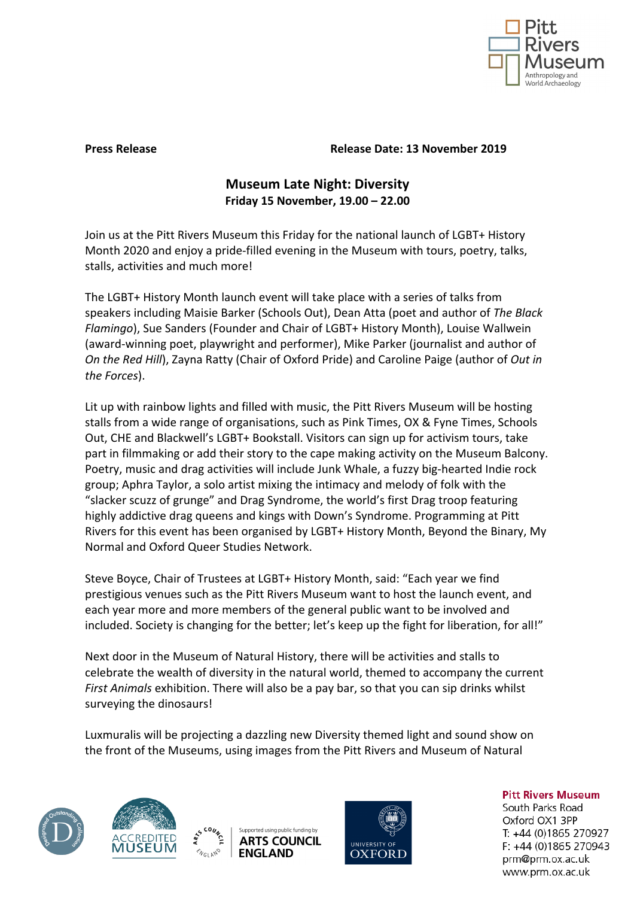**Press Release** **Release Date: 13 November 2019**

# Museum Late Night: Diversity

**Friday 15 November, 19.00 – 22.00**

Join us at the Pitt Rivers Museum this Friday for the national launch of LGBT+ History Month 2020 and enjoy a pride-filled evening in the Museum with tours, poetry, talks, stalls, activities and much more!

The LGBT+ History Month launch event will take place with a series of talks from speakers including Maisie Barker (Schools Out), Dean Atta (poet and author of *The Black Flamingo*), Sue Sanders (Founder and Chair of LGBT+ History Month), Louise Wallwein (award-winning poet, playwright and performer), Mike Parker (journalist and author of *On the Red Hill*), Zayna Ratty (Chair of Oxford Pride) and Caroline Paige (author of *Out in the Forces*).

Lit up with rainbow lights and filled with music, the Pitt Rivers Museum will be hosting stalls from a wide range of organisations, such as Pink Times, OX & Fyne Times, Schools Out, CHE and Blackwell's LGBT+ Bookstall. Visitors can sign up for activism tours, take part in filmmaking or add their story to the cape making activity on the Museum Balcony. Poetry, music and drag activities will include Junk Whale, a fuzzy big-hearted Indie rock group; Aphra Taylor, a solo artist mixing the intimacy and melody of folk with the "slacker scuzz of grunge" and Drag Syndrome, the world's first Drag troop featuring highly addictive drag queens and kings with Down's Syndrome. Programming at Pitt Rivers for this event has been organised by LGBT+ History Month, Beyond the Binary, My Normal and Oxford Queer Studies Network.

Steve Boyce, Chair of Trustees at LGBT+ History Month, said: "Each year we find prestigious venues such as the Pitt Rivers Museum want to host the launch event, and each year more and more members of the general public want to be involved and included. Society is changing for the better; let's keep up the fight for liberation, for all!"

Next door in the Museum of Natural History, there will be activities and stalls to celebrate the wealth of diversity in the natural world, themed to accompany the current *First Animals* exhibition. There will also be a pay bar, so that you can sip drinks whilst surveying the dinosaurs!

Luxmuralis will be projecting a dazzling new Diversity themed light and sound show on the front of the Museums, using images from the Pitt Rivers and Museum of Natural

**Pitt Rivers Museum**
South Parks Road
Oxford OX1 3PP
T: +44 (0)1865 270927
F: +44 (0)1865 270943
prm@prm.ox.ac.uk
www.prm.ox.ac.uk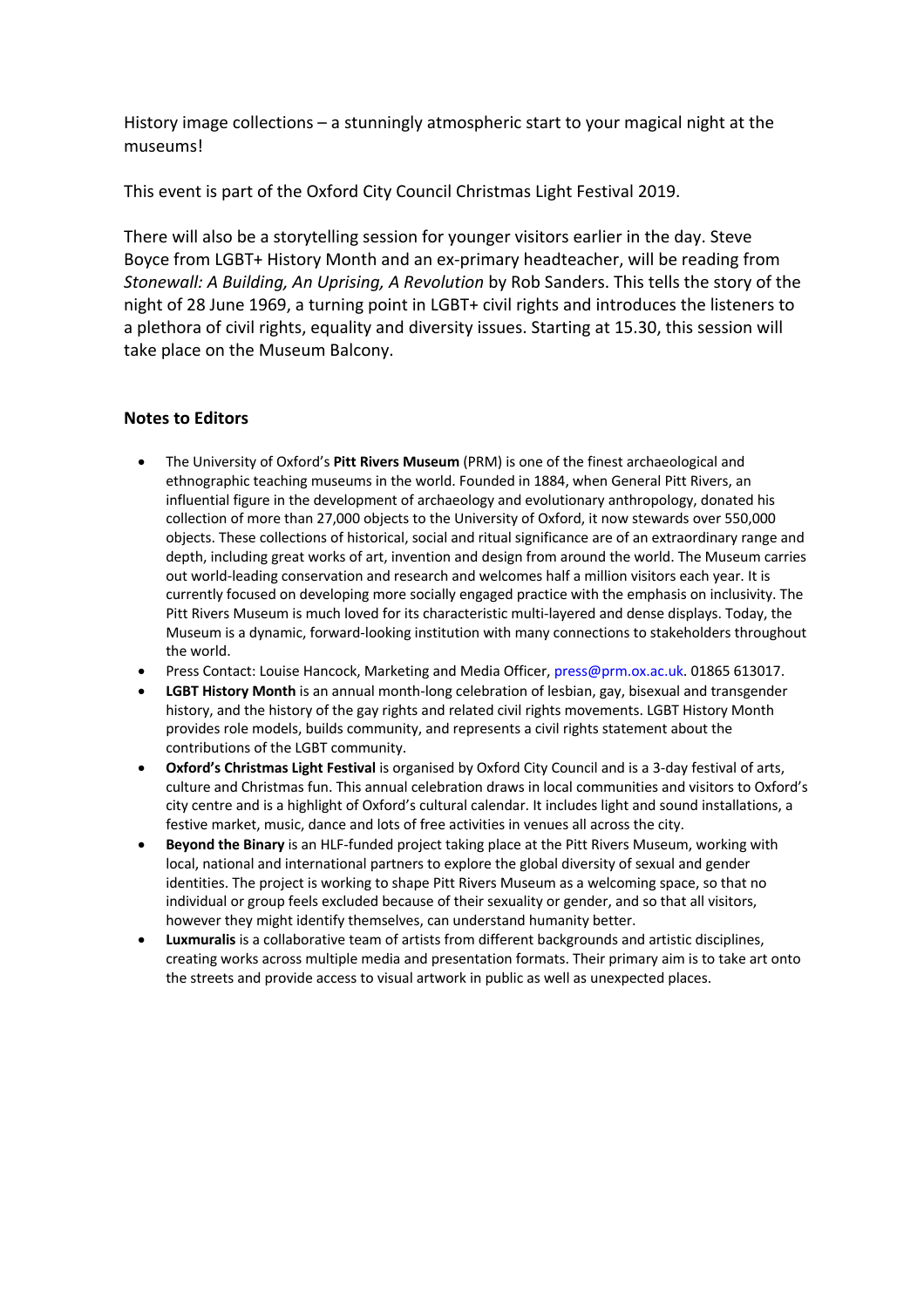History image collections – a stunningly atmospheric start to your magical night at the museums!

This event is part of the Oxford City Council Christmas Light Festival 2019.

There will also be a storytelling session for younger visitors earlier in the day. Steve Boyce from LGBT+ History Month and an ex-primary headteacher, will be reading from *Stonewall: A Building, An Uprising, A Revolution* by Rob Sanders. This tells the story of the night of 28 June 1969, a turning point in LGBT+ civil rights and introduces the listeners to a plethora of civil rights, equality and diversity issues. Starting at 15.30, this session will take place on the Museum Balcony.

## Notes to Editors

- The University of Oxford's **Pitt Rivers Museum** (PRM) is one of the finest archaeological and ethnographic teaching museums in the world. Founded in 1884, when General Pitt Rivers, an influential figure in the development of archaeology and evolutionary anthropology, donated his collection of more than 27,000 objects to the University of Oxford, it now stewards over 550,000 objects. These collections of historical, social and ritual significance are of an extraordinary range and depth, including great works of art, invention and design from around the world. The Museum carries out world-leading conservation and research and welcomes half a million visitors each year. It is currently focused on developing more socially engaged practice with the emphasis on inclusivity. The Pitt Rivers Museum is much loved for its characteristic multi-layered and dense displays. Today, the Museum is a dynamic, forward-looking institution with many connections to stakeholders throughout the world.
- Press Contact: Louise Hancock, Marketing and Media Officer, press@prm.ox.ac.uk. 01865 613017.
- **LGBT History Month** is an annual month-long celebration of lesbian, gay, bisexual and transgender history, and the history of the gay rights and related civil rights movements. LGBT History Month provides role models, builds community, and represents a civil rights statement about the contributions of the LGBT community.
- **Oxford's Christmas Light Festival** is organised by Oxford City Council and is a 3-day festival of arts, culture and Christmas fun. This annual celebration draws in local communities and visitors to Oxford's city centre and is a highlight of Oxford's cultural calendar. It includes light and sound installations, a festive market, music, dance and lots of free activities in venues all across the city.
- **Beyond the Binary** is an HLF-funded project taking place at the Pitt Rivers Museum, working with local, national and international partners to explore the global diversity of sexual and gender identities. The project is working to shape Pitt Rivers Museum as a welcoming space, so that no individual or group feels excluded because of their sexuality or gender, and so that all visitors, however they might identify themselves, can understand humanity better.
- **Luxmuralis** is a collaborative team of artists from different backgrounds and artistic disciplines, creating works across multiple media and presentation formats. Their primary aim is to take art onto the streets and provide access to visual artwork in public as well as unexpected places.